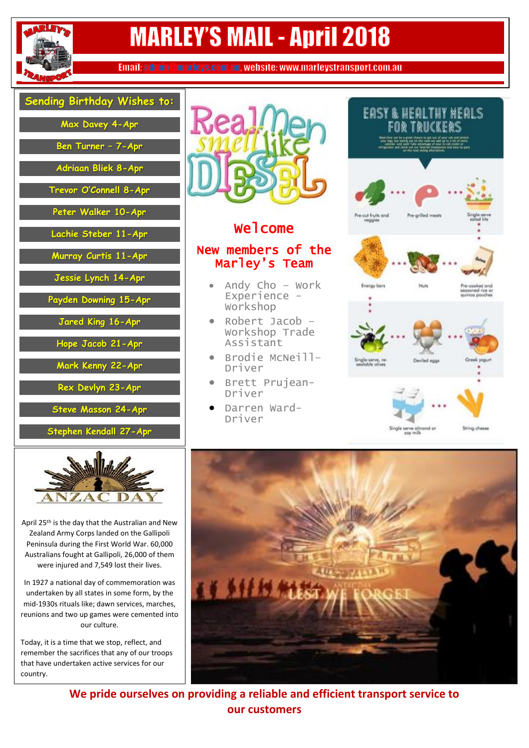# MARLEY'S MAIL - April 2018

Email: admin@marleys.com.au, website: www.marleystransport.com.au

## Sending Birthday Wishes to:

- Max Davey 4-Apr
- Ben Turner – 7-Apr
- Adriaan Bliek 8-Apr
- Trevor O'Connell 8-Apr
- Peter Walker 10-Apr
- Lachie Steber 11-Apr
- Murray Curtis 11-Apr
- Jessie Lynch 14-Apr
- Payden Downing 15-Apr
- Jared King 16-Apr
- Hope Jacob 21-Apr
- Mark Kenny 22-Apr
- Rex Devlyn 23-Apr
- Steve Masson 24-Apr
- Stephen Kendall 27-Apr

Real Men smell like DIESEL

## Welcome

## New members of the Marley's Team

- Andy Cho – Work Experience - Workshop
- Robert Jacob – Workshop Trade Assistant
- Brodie McNeill- Driver
- Brett Prujean- Driver
- Darren Ward- Driver

## EASY & HEALTHY MEALS FOR TRUCKERS

- Pre-cut fruits and veggies
- Pre-grilled meats
- Single-serve salad kits
- Energy bars
- Nuts
- Pre-cooked and seasoned rice or quinoa pouches
- Single-serve, re-sealable olives
- Deviled eggs
- Greek yogurt
- Single serve almond or soy milk
- String cheese

## ANZAC DAY

April 25th is the day that the Australian and New Zealand Army Corps landed on the Gallipoli Peninsula during the First World War. 60,000 Australians fought at Gallipoli, 26,000 of them were injured and 7,549 lost their lives.

In 1927 a national day of commemoration was undertaken by all states in some form, by the mid-1930s rituals like; dawn services, marches, reunions and two up games were cemented into our culture.

Today, it is a time that we stop, reflect, and remember the sacrifices that any of our troops that have undertaken active services for our country.

LEST WE FORGET

**We pride ourselves on providing a reliable and efficient transport service to our customers**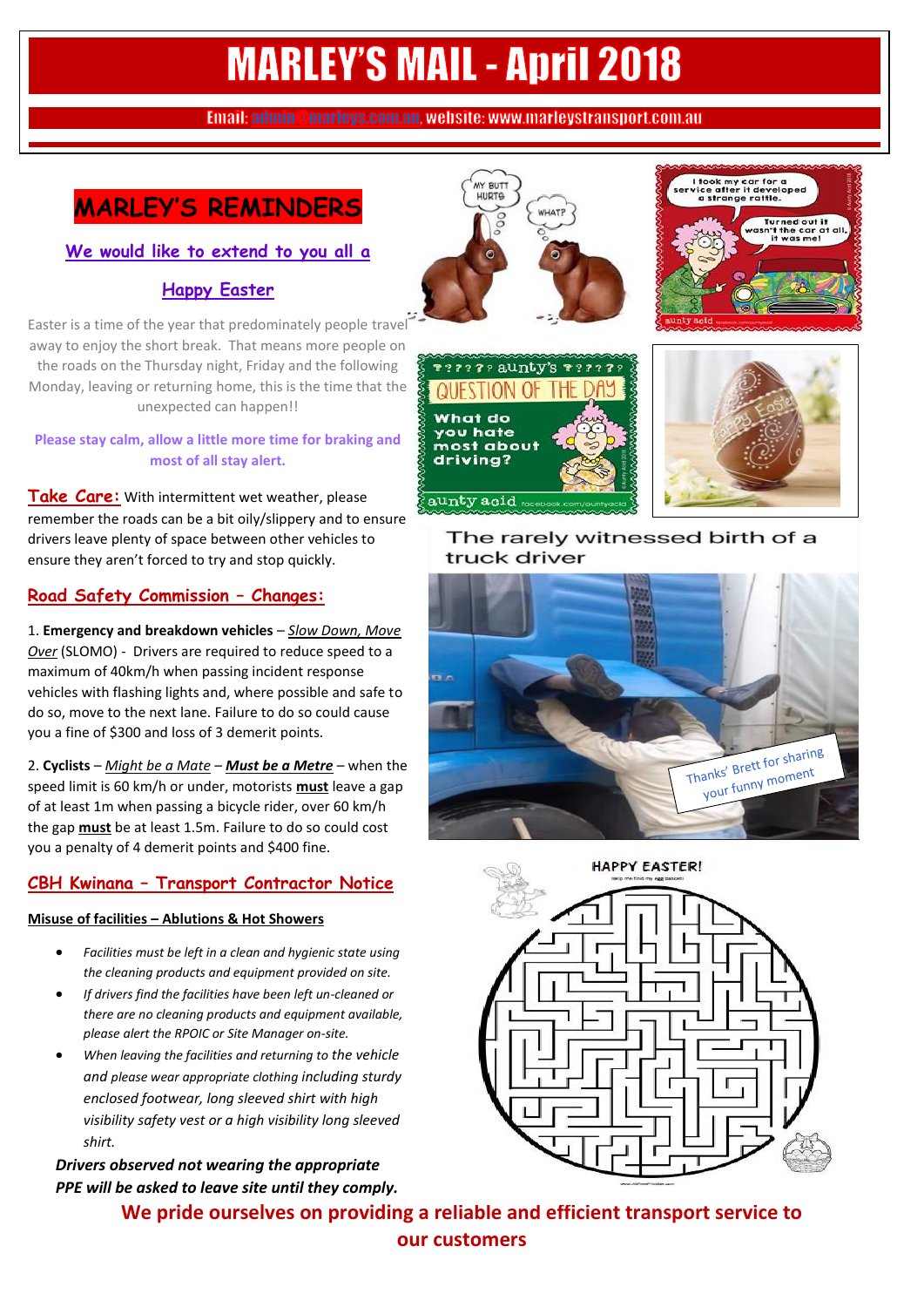# MARLEY'S MAIL - April 2018

Email: admin@marleys.com.au, website: www.marleystransport.com.au

## MARLEY'S REMINDERS

**We would like to extend to you all a**

**Happy Easter**

Easter is a time of the year that predominately people travel away to enjoy the short break. That means more people on the roads on the Thursday night, Friday and the following Monday, leaving or returning home, this is the time that the unexpected can happen!!

**Please stay calm, allow a little more time for braking and most of all stay alert.**

**Take Care:** With intermittent wet weather, please remember the roads can be a bit oily/slippery and to ensure drivers leave plenty of space between other vehicles to ensure they aren't forced to try and stop quickly.

### Road Safety Commission – Changes:

1. **Emergency and breakdown vehicles** – *Slow Down, Move Over* (SLOMO) - Drivers are required to reduce speed to a maximum of 40km/h when passing incident response vehicles with flashing lights and, where possible and safe to do so, move to the next lane. Failure to do so could cause you a fine of $300 and loss of 3 demerit points.

2. **Cyclists** – *Might be a Mate* – ***Must be a Metre*** – when the speed limit is 60 km/h or under, motorists **must** leave a gap of at least 1m when passing a bicycle rider, over 60 km/h the gap **must** be at least 1.5m. Failure to do so could cost you a penalty of 4 demerit points and $400 fine.

### CBH Kwinana – Transport Contractor Notice

**Misuse of facilities – Ablutions & Hot Showers**

- *Facilities must be left in a clean and hygienic state using the cleaning products and equipment provided on site.*
- *If drivers find the facilities have been left un-cleaned or there are no cleaning products and equipment available, please alert the RPOIC or Site Manager on-site.*
- *When leaving the facilities and returning to the vehicle and please wear appropriate clothing including sturdy enclosed footwear, long sleeved shirt with high visibility safety vest or a high visibility long sleeved shirt.*

***Drivers observed not wearing the appropriate PPE will be asked to leave site until they comply.***

The rarely witnessed birth of a truck driver

Thanks' Brett for sharing your funny moment

HAPPY EASTER!

**We pride ourselves on providing a reliable and efficient transport service to our customers**